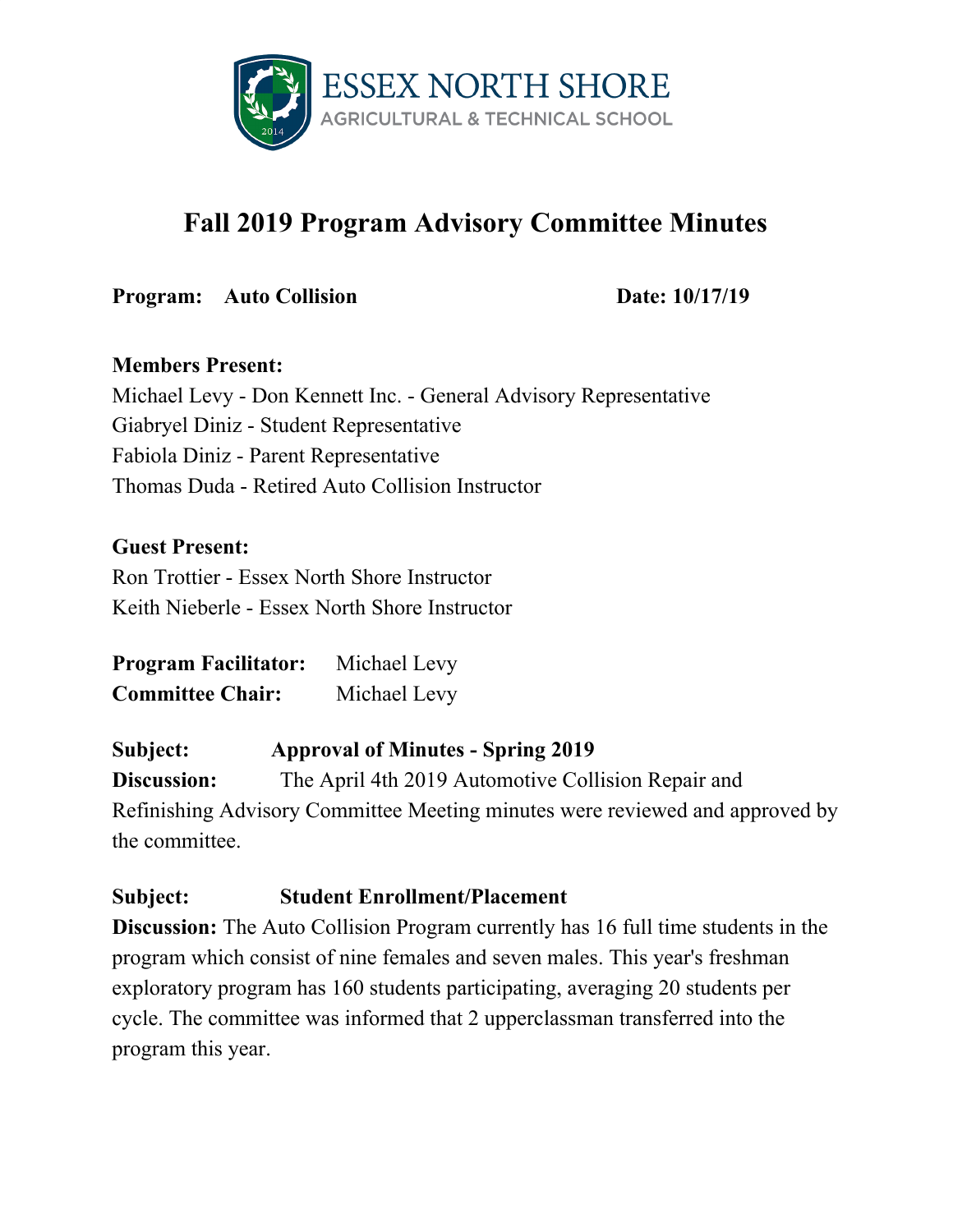ESSEX NORTH SHORE
AGRICULTURAL & TECHNICAL SCHOOL

# Fall 2019 Program Advisory Committee Minutes

**Program: Auto Collision** **Date: 10/17/19**

**Members Present:**
Michael Levy - Don Kennett Inc. - General Advisory Representative
Giabryel Diniz - Student Representative
Fabiola Diniz - Parent Representative
Thomas Duda - Retired Auto Collision Instructor

**Guest Present:**
Ron Trottier - Essex North Shore Instructor
Keith Nieberle - Essex North Shore Instructor

**Program Facilitator:** Michael Levy
**Committee Chair:** Michael Levy

**Subject: Approval of Minutes - Spring 2019**
**Discussion:** The April 4th 2019 Automotive Collision Repair and Refinishing Advisory Committee Meeting minutes were reviewed and approved by the committee.

**Subject: Student Enrollment/Placement**
**Discussion:** The Auto Collision Program currently has 16 full time students in the program which consist of nine females and seven males. This year's freshman exploratory program has 160 students participating, averaging 20 students per cycle. The committee was informed that 2 upperclassman transferred into the program this year.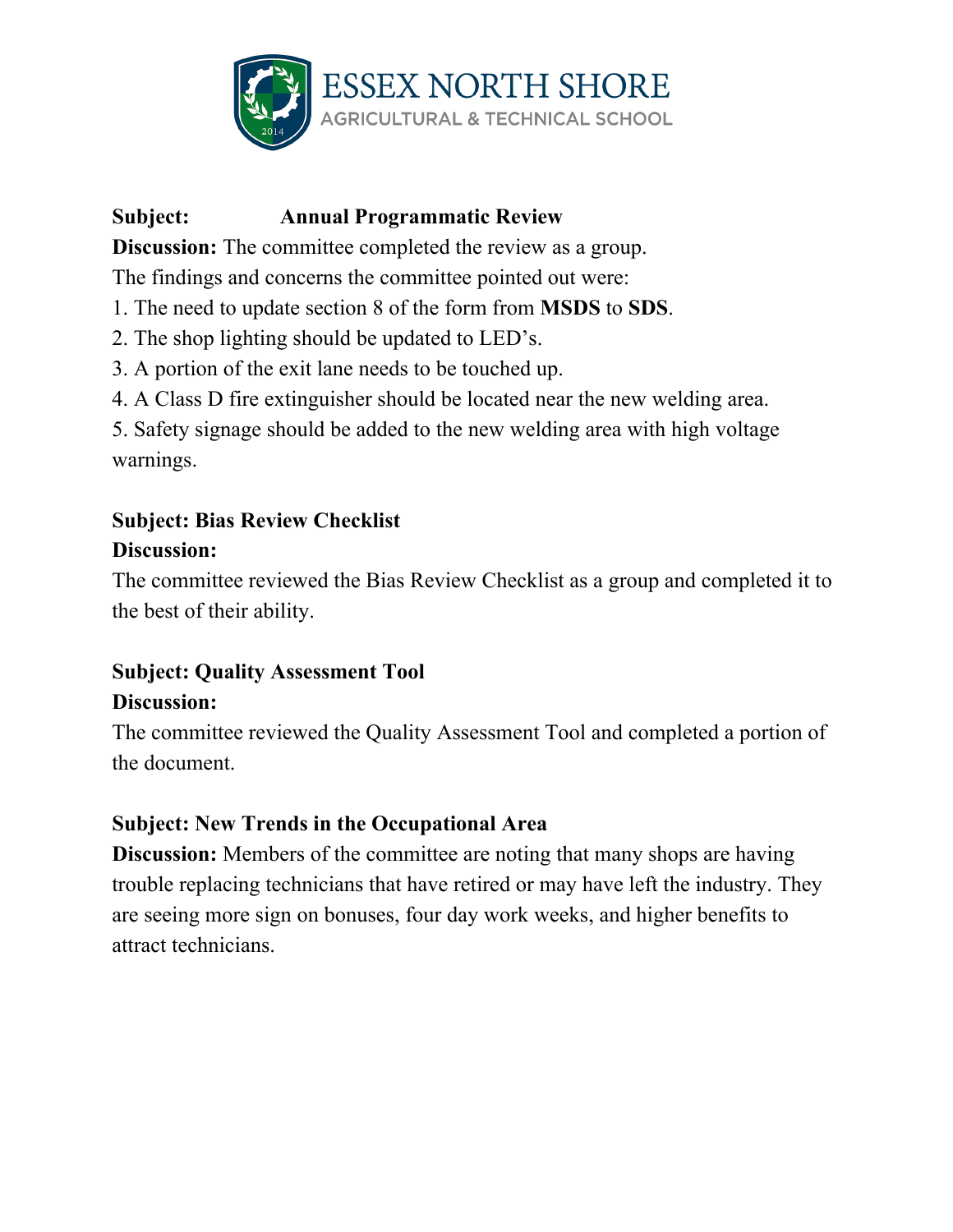**Subject: Annual Programmatic Review**

**Discussion:** The committee completed the review as a group.

The findings and concerns the committee pointed out were:

1. The need to update section 8 of the form from **MSDS** to **SDS**.
2. The shop lighting should be updated to LED's.
3. A portion of the exit lane needs to be touched up.
4. A Class D fire extinguisher should be located near the new welding area.
5. Safety signage should be added to the new welding area with high voltage warnings.

**Subject: Bias Review Checklist**

**Discussion:**

The committee reviewed the Bias Review Checklist as a group and completed it to the best of their ability.

**Subject: Quality Assessment Tool**

**Discussion:**

The committee reviewed the Quality Assessment Tool and completed a portion of the document.

**Subject: New Trends in the Occupational Area**

**Discussion:** Members of the committee are noting that many shops are having trouble replacing technicians that have retired or may have left the industry. They are seeing more sign on bonuses, four day work weeks, and higher benefits to attract technicians.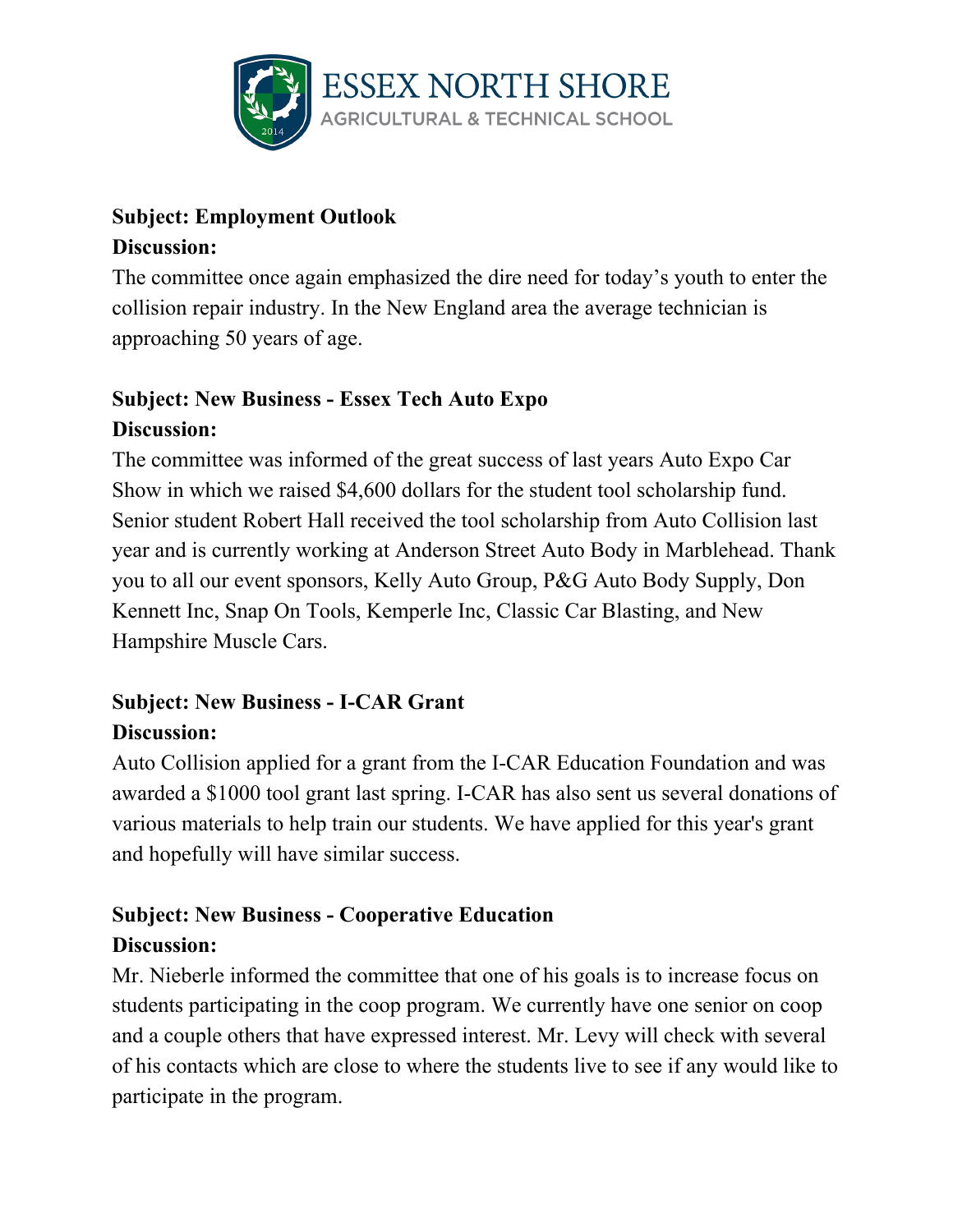**Subject: Employment Outlook**

**Discussion:**

The committee once again emphasized the dire need for today's youth to enter the collision repair industry. In the New England area the average technician is approaching 50 years of age.

**Subject: New Business - Essex Tech Auto Expo**

**Discussion:**

The committee was informed of the great success of last years Auto Expo Car Show in which we raised $4,600 dollars for the student tool scholarship fund. Senior student Robert Hall received the tool scholarship from Auto Collision last year and is currently working at Anderson Street Auto Body in Marblehead. Thank you to all our event sponsors, Kelly Auto Group, P&G Auto Body Supply, Don Kennett Inc, Snap On Tools, Kemperle Inc, Classic Car Blasting, and New Hampshire Muscle Cars.

**Subject: New Business - I-CAR Grant**

**Discussion:**

Auto Collision applied for a grant from the I-CAR Education Foundation and was awarded a $1000 tool grant last spring. I-CAR has also sent us several donations of various materials to help train our students. We have applied for this year's grant and hopefully will have similar success.

**Subject: New Business - Cooperative Education**

**Discussion:**

Mr. Nieberle informed the committee that one of his goals is to increase focus on students participating in the coop program. We currently have one senior on coop and a couple others that have expressed interest. Mr. Levy will check with several of his contacts which are close to where the students live to see if any would like to participate in the program.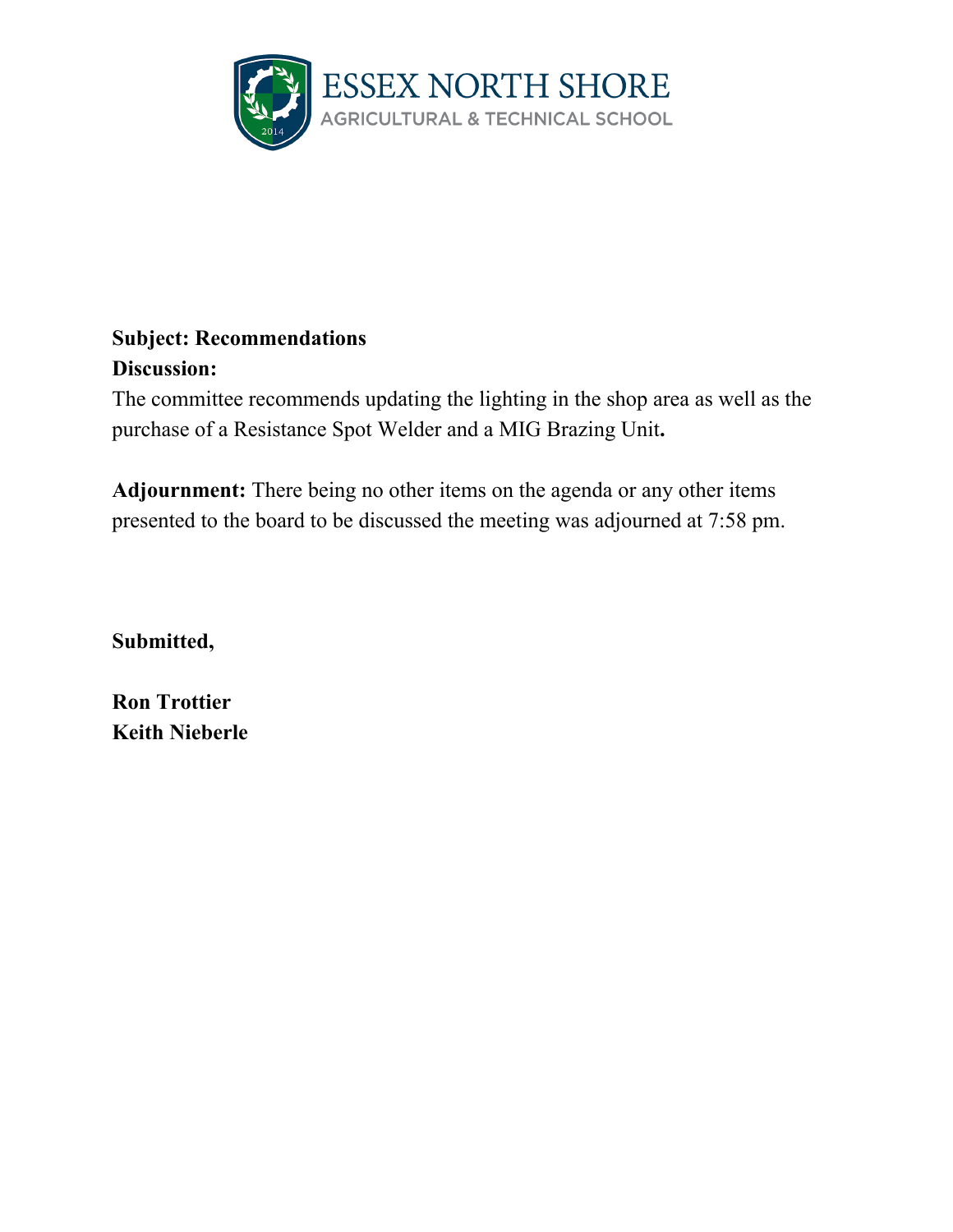**Subject: Recommendations**

**Discussion:**

The committee recommends updating the lighting in the shop area as well as the purchase of a Resistance Spot Welder and a MIG Brazing Unit**.**

**Adjournment:** There being no other items on the agenda or any other items presented to the board to be discussed the meeting was adjourned at 7:58 pm.

**Submitted,**

**Ron Trottier**
**Keith Nieberle**